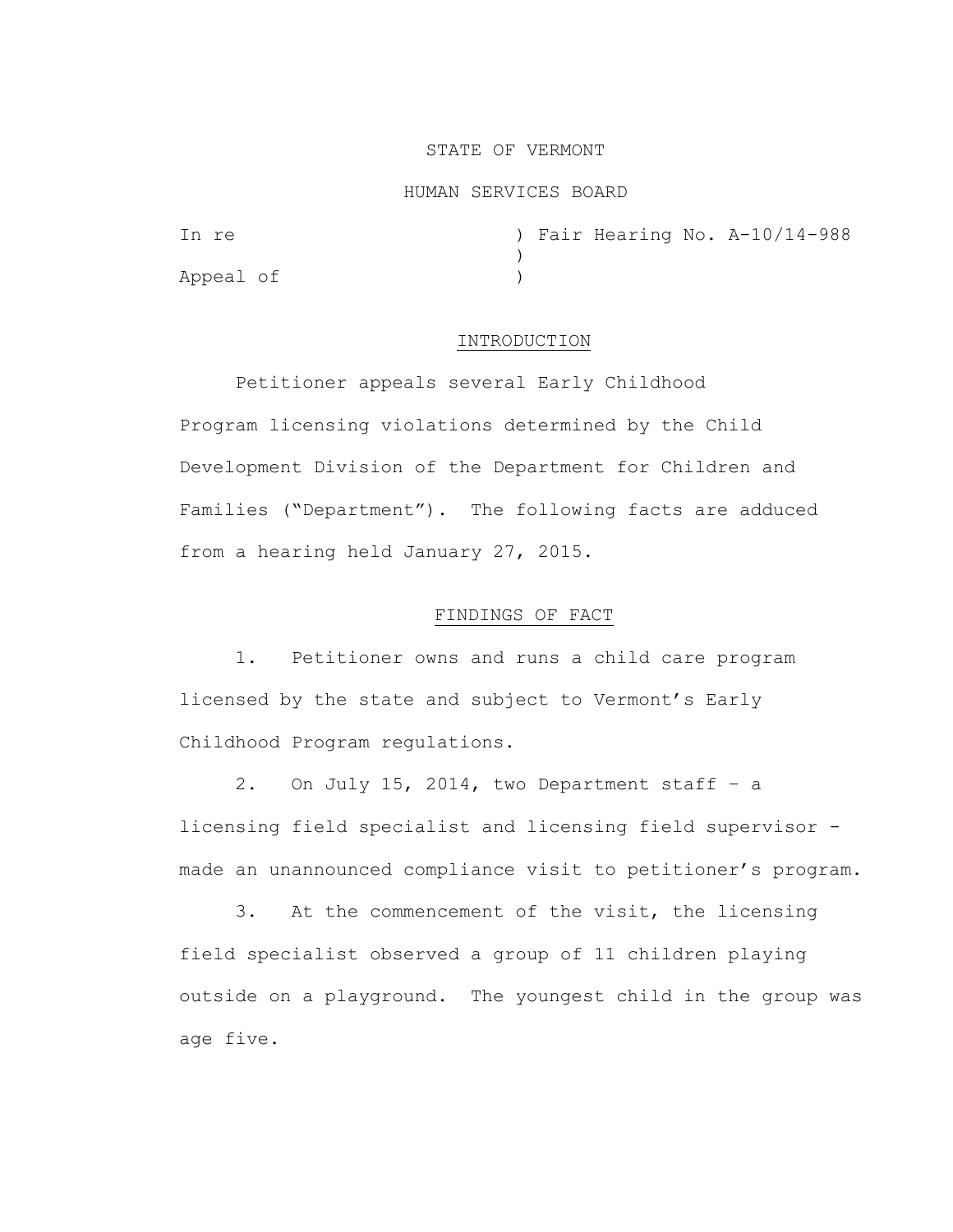STATE OF VERMONT

HUMAN SERVICES BOARD

In re ) Fair Hearing No. A-10/14-988
)
Appeal of )

## INTRODUCTION

Petitioner appeals several Early Childhood Program licensing violations determined by the Child Development Division of the Department for Children and Families ("Department"). The following facts are adduced from a hearing held January 27, 2015.

## FINDINGS OF FACT

1. Petitioner owns and runs a child care program licensed by the state and subject to Vermont's Early Childhood Program regulations.

2. On July 15, 2014, two Department staff – a licensing field specialist and licensing field supervisor - made an unannounced compliance visit to petitioner's program.

3. At the commencement of the visit, the licensing field specialist observed a group of 11 children playing outside on a playground. The youngest child in the group was age five.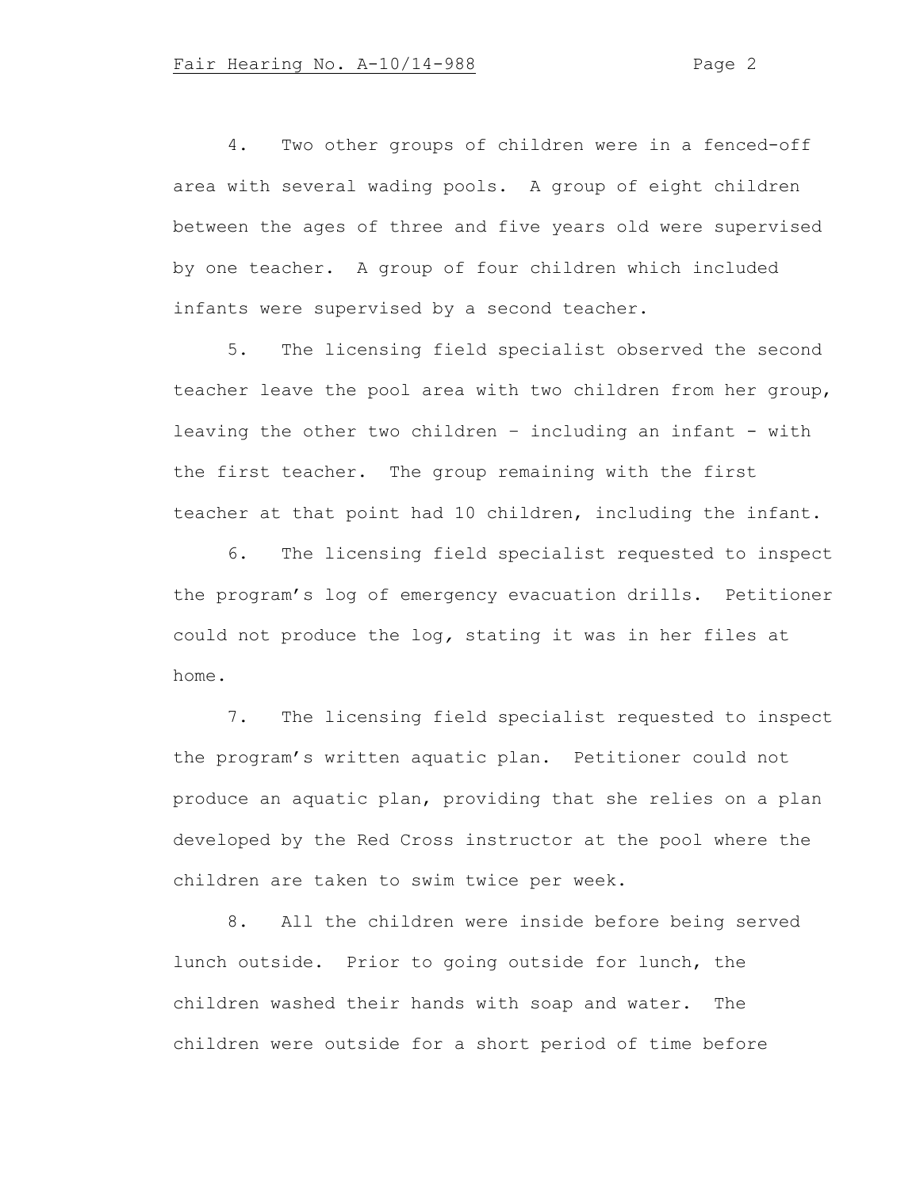4. Two other groups of children were in a fenced-off area with several wading pools. A group of eight children between the ages of three and five years old were supervised by one teacher. A group of four children which included infants were supervised by a second teacher.

5. The licensing field specialist observed the second teacher leave the pool area with two children from her group, leaving the other two children – including an infant - with the first teacher. The group remaining with the first teacher at that point had 10 children, including the infant.

6. The licensing field specialist requested to inspect the program's log of emergency evacuation drills. Petitioner could not produce the log, stating it was in her files at home.

7. The licensing field specialist requested to inspect the program's written aquatic plan. Petitioner could not produce an aquatic plan, providing that she relies on a plan developed by the Red Cross instructor at the pool where the children are taken to swim twice per week.

8. All the children were inside before being served lunch outside. Prior to going outside for lunch, the children washed their hands with soap and water. The children were outside for a short period of time before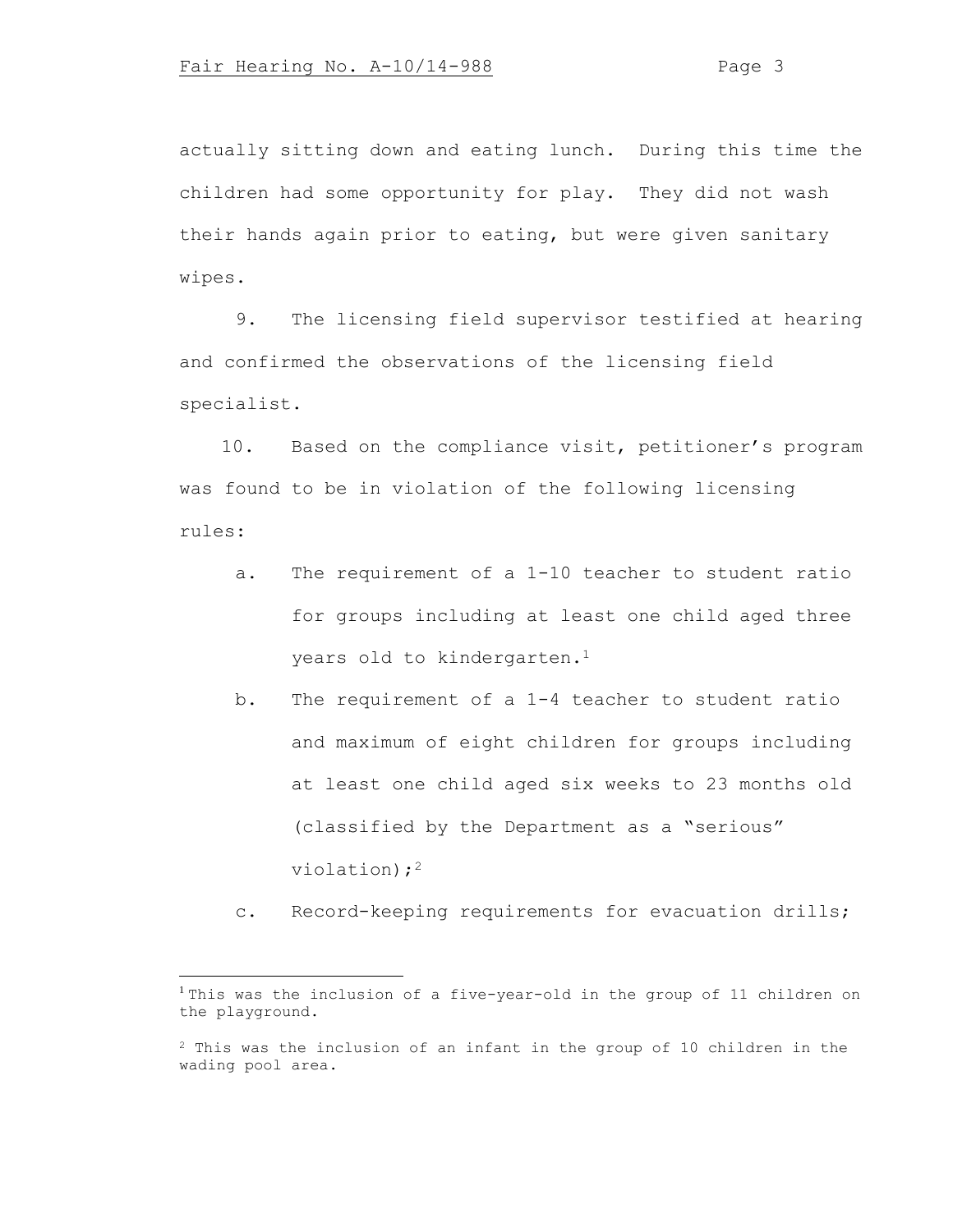actually sitting down and eating lunch. During this time the children had some opportunity for play. They did not wash their hands again prior to eating, but were given sanitary wipes.

9. The licensing field supervisor testified at hearing and confirmed the observations of the licensing field specialist.

10. Based on the compliance visit, petitioner's program was found to be in violation of the following licensing rules:

a. The requirement of a 1-10 teacher to student ratio for groups including at least one child aged three years old to kindergarten.[1]

b. The requirement of a 1-4 teacher to student ratio and maximum of eight children for groups including at least one child aged six weeks to 23 months old (classified by the Department as a "serious" violation);[2]

c. Record-keeping requirements for evacuation drills;

---

[1] This was the inclusion of a five-year-old in the group of 11 children on the playground.

[2] This was the inclusion of an infant in the group of 10 children in the wading pool area.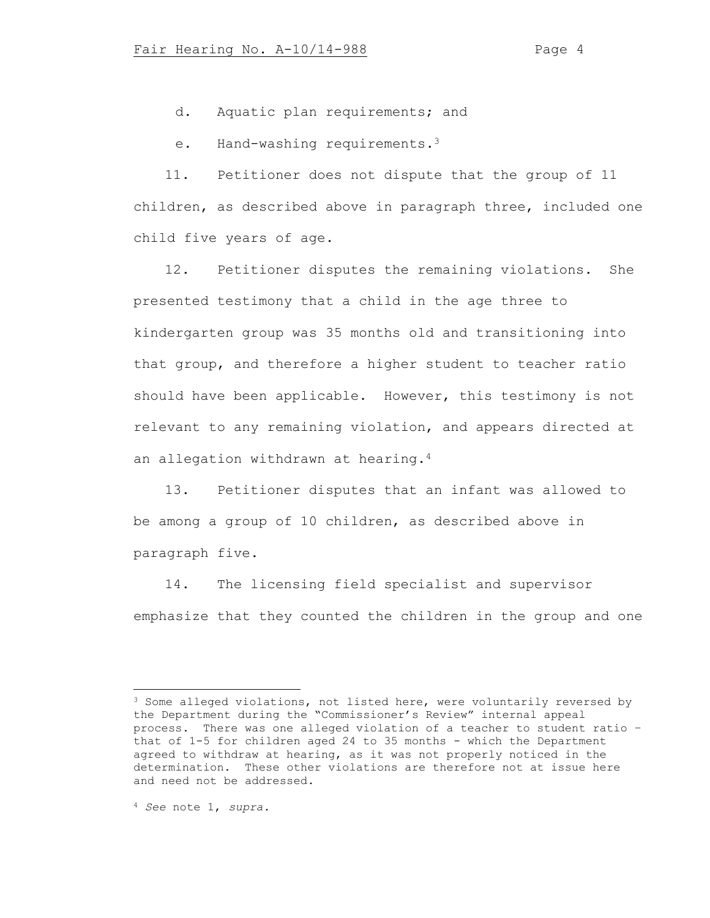d. Aquatic plan requirements; and

e. Hand-washing requirements.[3]

11. Petitioner does not dispute that the group of 11 children, as described above in paragraph three, included one child five years of age.

12. Petitioner disputes the remaining violations. She presented testimony that a child in the age three to kindergarten group was 35 months old and transitioning into that group, and therefore a higher student to teacher ratio should have been applicable. However, this testimony is not relevant to any remaining violation, and appears directed at an allegation withdrawn at hearing.[4]

13. Petitioner disputes that an infant was allowed to be among a group of 10 children, as described above in paragraph five.

14. The licensing field specialist and supervisor emphasize that they counted the children in the group and one

---

[3] Some alleged violations, not listed here, were voluntarily reversed by the Department during the "Commissioner's Review" internal appeal process. There was one alleged violation of a teacher to student ratio – that of 1-5 for children aged 24 to 35 months - which the Department agreed to withdraw at hearing, as it was not properly noticed in the determination. These other violations are therefore not at issue here and need not be addressed.

[4] *See* note 1, *supra.*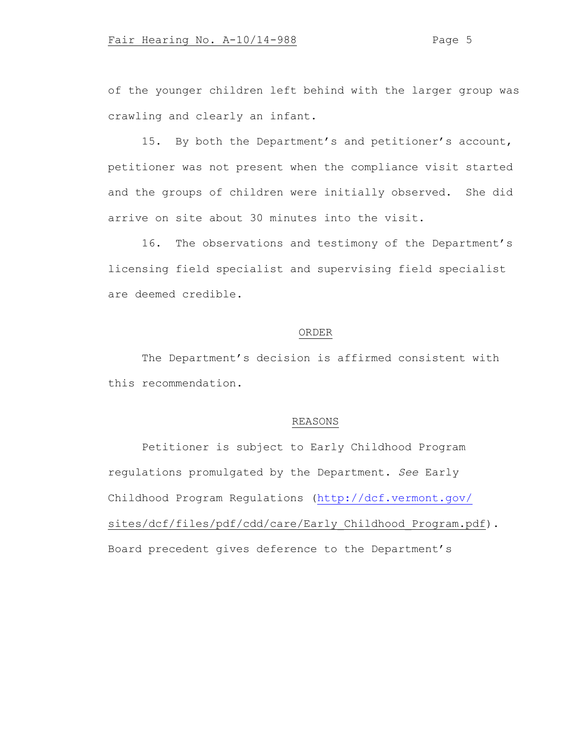of the younger children left behind with the larger group was crawling and clearly an infant.

15. By both the Department's and petitioner's account, petitioner was not present when the compliance visit started and the groups of children were initially observed. She did arrive on site about 30 minutes into the visit.

16. The observations and testimony of the Department's licensing field specialist and supervising field specialist are deemed credible.

## ORDER

The Department's decision is affirmed consistent with this recommendation.

## REASONS

Petitioner is subject to Early Childhood Program regulations promulgated by the Department. *See* Early Childhood Program Regulations (http://dcf.vermont.gov/sites/dcf/files/pdf/cdd/care/Early_Childhood_Program.pdf). Board precedent gives deference to the Department's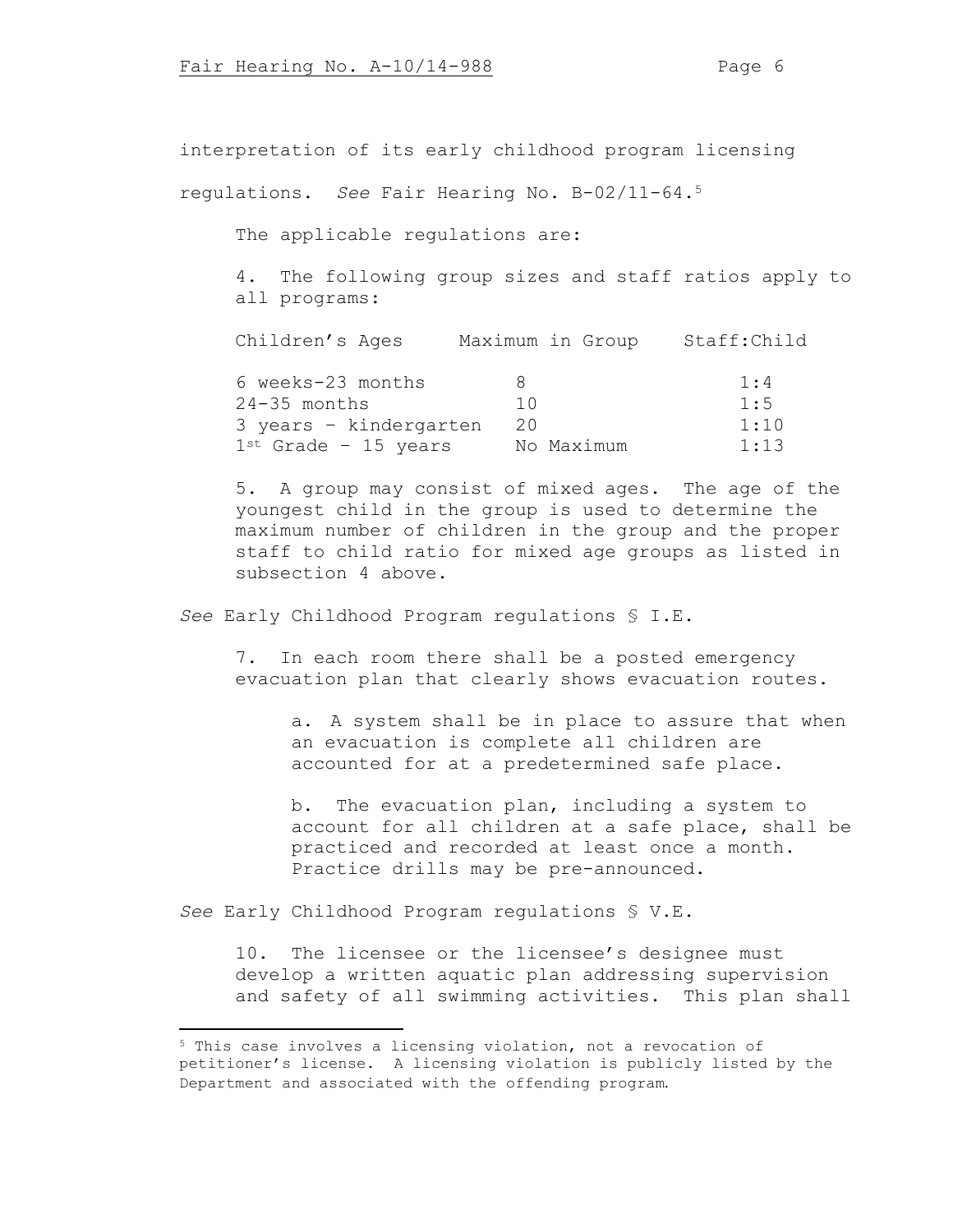interpretation of its early childhood program licensing regulations. *See* Fair Hearing No. B-02/11-64.[5]

The applicable regulations are:

> 4. The following group sizes and staff ratios apply to all programs:
>
> | Children's Ages | Maximum in Group | Staff:Child |
> |---|---|---|
> | 6 weeks-23 months | 8 | 1:4 |
> | 24-35 months | 10 | 1:5 |
> | 3 years – kindergarten | 20 | 1:10 |
> | 1st Grade – 15 years | No Maximum | 1:13 |
>
> 5. A group may consist of mixed ages. The age of the youngest child in the group is used to determine the maximum number of children in the group and the proper staff to child ratio for mixed age groups as listed in subsection 4 above.

*See* Early Childhood Program regulations § I.E.

> 7. In each room there shall be a posted emergency evacuation plan that clearly shows evacuation routes.
>
> > a. A system shall be in place to assure that when an evacuation is complete all children are accounted for at a predetermined safe place.
> >
> > b. The evacuation plan, including a system to account for all children at a safe place, shall be practiced and recorded at least once a month. Practice drills may be pre-announced.

*See* Early Childhood Program regulations § V.E.

> 10. The licensee or the licensee's designee must develop a written aquatic plan addressing supervision and safety of all swimming activities. This plan shall

---

[5] This case involves a licensing violation, not a revocation of petitioner's license. A licensing violation is publicly listed by the Department and associated with the offending program.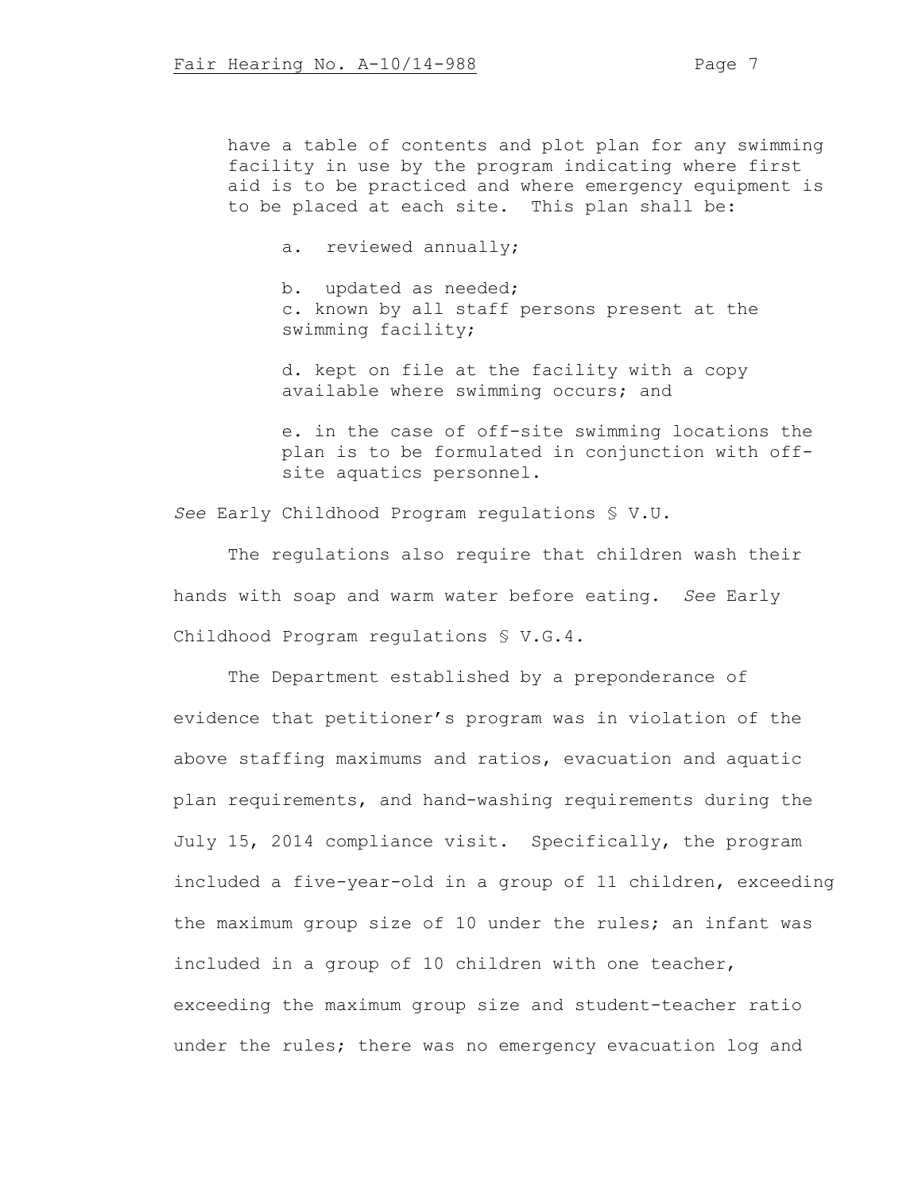have a table of contents and plot plan for any swimming facility in use by the program indicating where first aid is to be practiced and where emergency equipment is to be placed at each site. This plan shall be:

a. reviewed annually;

b. updated as needed;

c. known by all staff persons present at the swimming facility;

d. kept on file at the facility with a copy available where swimming occurs; and

e. in the case of off-site swimming locations the plan is to be formulated in conjunction with off-site aquatics personnel.

*See* Early Childhood Program regulations § V.U.

The regulations also require that children wash their hands with soap and warm water before eating. *See* Early Childhood Program regulations § V.G.4.

The Department established by a preponderance of evidence that petitioner's program was in violation of the above staffing maximums and ratios, evacuation and aquatic plan requirements, and hand-washing requirements during the July 15, 2014 compliance visit. Specifically, the program included a five-year-old in a group of 11 children, exceeding the maximum group size of 10 under the rules; an infant was included in a group of 10 children with one teacher, exceeding the maximum group size and student-teacher ratio under the rules; there was no emergency evacuation log and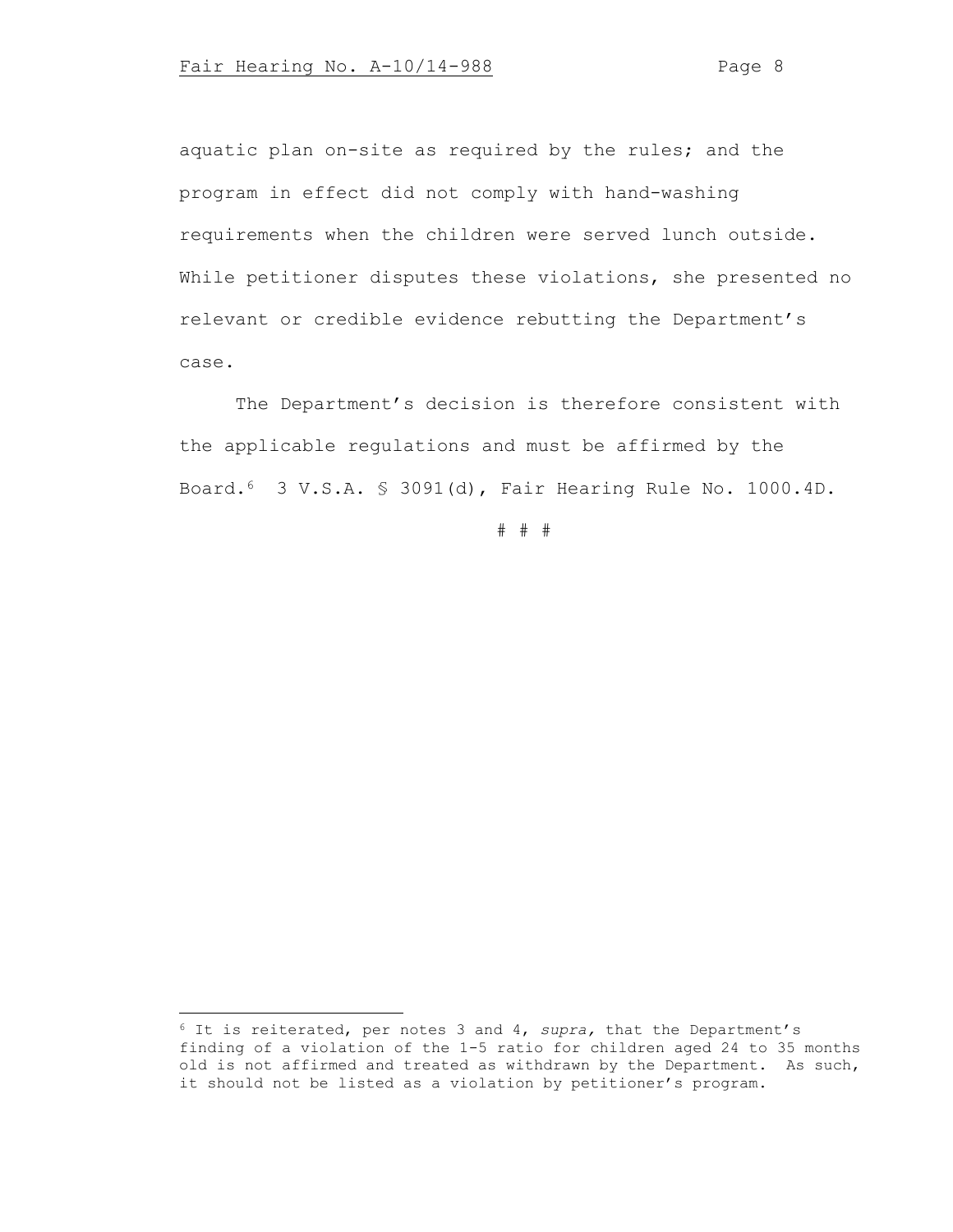aquatic plan on-site as required by the rules; and the program in effect did not comply with hand-washing requirements when the children were served lunch outside. While petitioner disputes these violations, she presented no relevant or credible evidence rebutting the Department's case.

The Department's decision is therefore consistent with the applicable regulations and must be affirmed by the Board.[6] 3 V.S.A. § 3091(d), Fair Hearing Rule No. 1000.4D.

# # #

---

[6] It is reiterated, per notes 3 and 4, *supra,* that the Department's finding of a violation of the 1-5 ratio for children aged 24 to 35 months old is not affirmed and treated as withdrawn by the Department. As such, it should not be listed as a violation by petitioner's program.